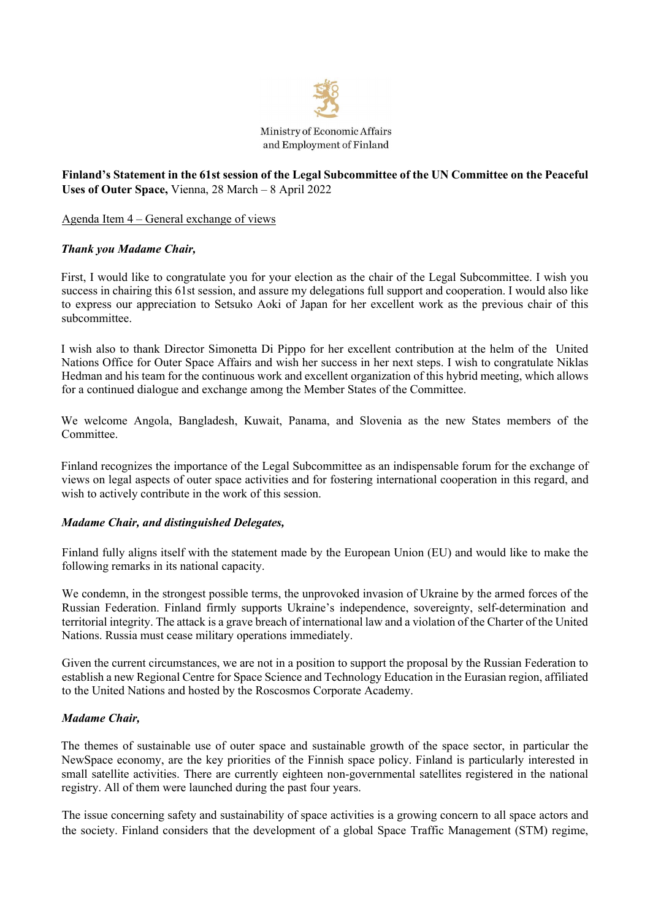Ministry of Economic Affairs
and Employment of Finland

**Finland's Statement in the 61st session of the Legal Subcommittee of the UN Committee on the Peaceful Uses of Outer Space,** Vienna, 28 March – 8 April 2022

Agenda Item 4 – General exchange of views

***Thank you Madame Chair,***

First, I would like to congratulate you for your election as the chair of the Legal Subcommittee. I wish you success in chairing this 61st session, and assure my delegations full support and cooperation. I would also like to express our appreciation to Setsuko Aoki of Japan for her excellent work as the previous chair of this subcommittee.

I wish also to thank Director Simonetta Di Pippo for her excellent contribution at the helm of the United Nations Office for Outer Space Affairs and wish her success in her next steps. I wish to congratulate Niklas Hedman and his team for the continuous work and excellent organization of this hybrid meeting, which allows for a continued dialogue and exchange among the Member States of the Committee.

We welcome Angola, Bangladesh, Kuwait, Panama, and Slovenia as the new States members of the Committee.

Finland recognizes the importance of the Legal Subcommittee as an indispensable forum for the exchange of views on legal aspects of outer space activities and for fostering international cooperation in this regard, and wish to actively contribute in the work of this session.

***Madame Chair, and distinguished Delegates,***

Finland fully aligns itself with the statement made by the European Union (EU) and would like to make the following remarks in its national capacity.

We condemn, in the strongest possible terms, the unprovoked invasion of Ukraine by the armed forces of the Russian Federation. Finland firmly supports Ukraine's independence, sovereignty, self-determination and territorial integrity. The attack is a grave breach of international law and a violation of the Charter of the United Nations. Russia must cease military operations immediately.

Given the current circumstances, we are not in a position to support the proposal by the Russian Federation to establish a new Regional Centre for Space Science and Technology Education in the Eurasian region, affiliated to the United Nations and hosted by the Roscosmos Corporate Academy.

***Madame Chair,***

The themes of sustainable use of outer space and sustainable growth of the space sector, in particular the NewSpace economy, are the key priorities of the Finnish space policy. Finland is particularly interested in small satellite activities. There are currently eighteen non-governmental satellites registered in the national registry. All of them were launched during the past four years.

The issue concerning safety and sustainability of space activities is a growing concern to all space actors and the society. Finland considers that the development of a global Space Traffic Management (STM) regime,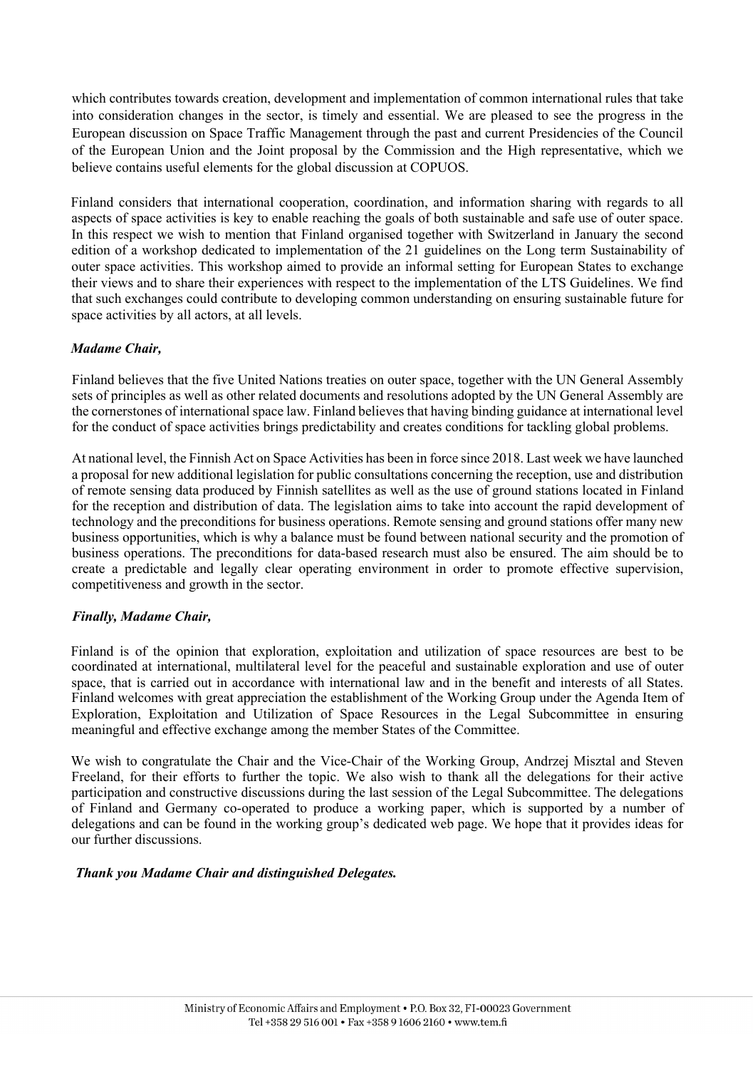which contributes towards creation, development and implementation of common international rules that take into consideration changes in the sector, is timely and essential. We are pleased to see the progress in the European discussion on Space Traffic Management through the past and current Presidencies of the Council of the European Union and the Joint proposal by the Commission and the High representative, which we believe contains useful elements for the global discussion at COPUOS.

Finland considers that international cooperation, coordination, and information sharing with regards to all aspects of space activities is key to enable reaching the goals of both sustainable and safe use of outer space. In this respect we wish to mention that Finland organised together with Switzerland in January the second edition of a workshop dedicated to implementation of the 21 guidelines on the Long term Sustainability of outer space activities. This workshop aimed to provide an informal setting for European States to exchange their views and to share their experiences with respect to the implementation of the LTS Guidelines. We find that such exchanges could contribute to developing common understanding on ensuring sustainable future for space activities by all actors, at all levels.

***Madame Chair,***

Finland believes that the five United Nations treaties on outer space, together with the UN General Assembly sets of principles as well as other related documents and resolutions adopted by the UN General Assembly are the cornerstones of international space law. Finland believes that having binding guidance at international level for the conduct of space activities brings predictability and creates conditions for tackling global problems.

At national level, the Finnish Act on Space Activities has been in force since 2018. Last week we have launched a proposal for new additional legislation for public consultations concerning the reception, use and distribution of remote sensing data produced by Finnish satellites as well as the use of ground stations located in Finland for the reception and distribution of data. The legislation aims to take into account the rapid development of technology and the preconditions for business operations. Remote sensing and ground stations offer many new business opportunities, which is why a balance must be found between national security and the promotion of business operations. The preconditions for data-based research must also be ensured. The aim should be to create a predictable and legally clear operating environment in order to promote effective supervision, competitiveness and growth in the sector.

***Finally, Madame Chair,***

Finland is of the opinion that exploration, exploitation and utilization of space resources are best to be coordinated at international, multilateral level for the peaceful and sustainable exploration and use of outer space, that is carried out in accordance with international law and in the benefit and interests of all States. Finland welcomes with great appreciation the establishment of the Working Group under the Agenda Item of Exploration, Exploitation and Utilization of Space Resources in the Legal Subcommittee in ensuring meaningful and effective exchange among the member States of the Committee.

We wish to congratulate the Chair and the Vice-Chair of the Working Group, Andrzej Misztal and Steven Freeland, for their efforts to further the topic. We also wish to thank all the delegations for their active participation and constructive discussions during the last session of the Legal Subcommittee. The delegations of Finland and Germany co-operated to produce a working paper, which is supported by a number of delegations and can be found in the working group's dedicated web page. We hope that it provides ideas for our further discussions.

***Thank you Madame Chair and distinguished Delegates.***

Ministry of Economic Affairs and Employment • P.O. Box 32, FI-00023 Government
Tel +358 29 516 001 • Fax +358 9 1606 2160 • www.tem.fi